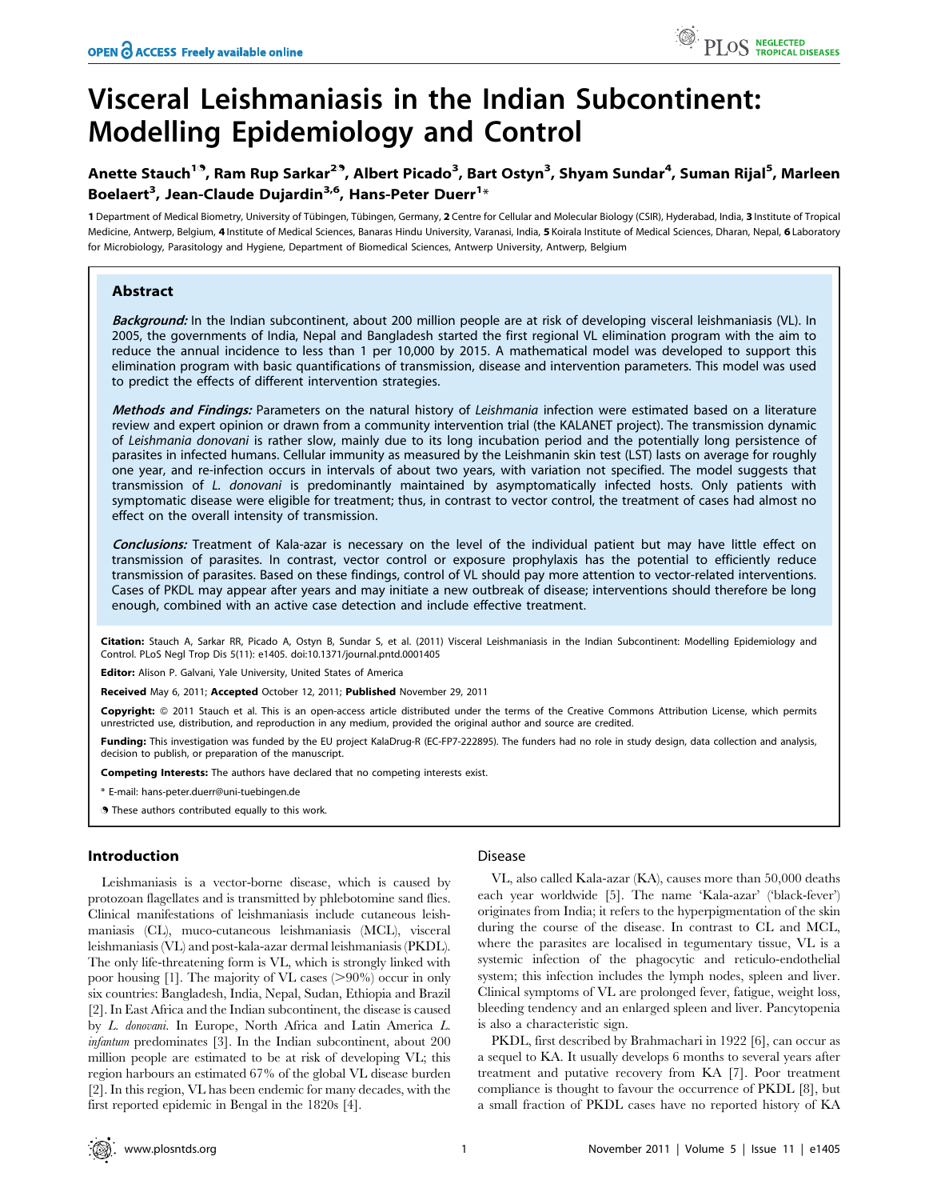# Visceral Leishmaniasis in the Indian Subcontinent: Modelling Epidemiology and Control

Anette Stauch[1,¶], Ram Rup Sarkar[2,¶], Albert Picado[3], Bart Ostyn[3], Shyam Sundar[4], Suman Rijal[5], Marleen Boelaert[3], Jean-Claude Dujardin[3,6], Hans-Peter Duerr[1]*

1 Department of Medical Biometry, University of Tübingen, Tübingen, Germany, 2 Centre for Cellular and Molecular Biology (CSIR), Hyderabad, India, 3 Institute of Tropical Medicine, Antwerp, Belgium, 4 Institute of Medical Sciences, Banaras Hindu University, Varanasi, India, 5 Koirala Institute of Medical Sciences, Dharan, Nepal, 6 Laboratory for Microbiology, Parasitology and Hygiene, Department of Biomedical Sciences, Antwerp University, Antwerp, Belgium

## Abstract

***Background:*** In the Indian subcontinent, about 200 million people are at risk of developing visceral leishmaniasis (VL). In 2005, the governments of India, Nepal and Bangladesh started the first regional VL elimination program with the aim to reduce the annual incidence to less than 1 per 10,000 by 2015. A mathematical model was developed to support this elimination program with basic quantifications of transmission, disease and intervention parameters. This model was used to predict the effects of different intervention strategies.

***Methods and Findings:*** Parameters on the natural history of *Leishmania* infection were estimated based on a literature review and expert opinion or drawn from a community intervention trial (the KALANET project). The transmission dynamic of *Leishmania donovani* is rather slow, mainly due to its long incubation period and the potentially long persistence of parasites in infected humans. Cellular immunity as measured by the Leishmanin skin test (LST) lasts on average for roughly one year, and re-infection occurs in intervals of about two years, with variation not specified. The model suggests that transmission of *L. donovani* is predominantly maintained by asymptomatically infected hosts. Only patients with symptomatic disease were eligible for treatment; thus, in contrast to vector control, the treatment of cases had almost no effect on the overall intensity of transmission.

***Conclusions:*** Treatment of Kala-azar is necessary on the level of the individual patient but may have little effect on transmission of parasites. In contrast, vector control or exposure prophylaxis has the potential to efficiently reduce transmission of parasites. Based on these findings, control of VL should pay more attention to vector-related interventions. Cases of PKDL may appear after years and may initiate a new outbreak of disease; interventions should therefore be long enough, combined with an active case detection and include effective treatment.

**Citation:** Stauch A, Sarkar RR, Picado A, Ostyn B, Sundar S, et al. (2011) Visceral Leishmaniasis in the Indian Subcontinent: Modelling Epidemiology and Control. PLoS Negl Trop Dis 5(11): e1405. doi:10.1371/journal.pntd.0001405

**Editor:** Alison P. Galvani, Yale University, United States of America

**Received** May 6, 2011; **Accepted** October 12, 2011; **Published** November 29, 2011

**Copyright:** © 2011 Stauch et al. This is an open-access article distributed under the terms of the Creative Commons Attribution License, which permits unrestricted use, distribution, and reproduction in any medium, provided the original author and source are credited.

**Funding:** This investigation was funded by the EU project KalaDrug-R (EC-FP7-222895). The funders had no role in study design, data collection and analysis, decision to publish, or preparation of the manuscript.

**Competing Interests:** The authors have declared that no competing interests exist.

\* E-mail: hans-peter.duerr@uni-tuebingen.de

¶ These authors contributed equally to this work.

## Introduction

Leishmaniasis is a vector-borne disease, which is caused by protozoan flagellates and is transmitted by phlebotomine sand flies. Clinical manifestations of leishmaniasis include cutaneous leishmaniasis (CL), muco-cutaneous leishmaniasis (MCL), visceral leishmaniasis (VL) and post-kala-azar dermal leishmaniasis (PKDL). The only life-threatening form is VL, which is strongly linked with poor housing [1]. The majority of VL cases (>90%) occur in only six countries: Bangladesh, India, Nepal, Sudan, Ethiopia and Brazil [2]. In East Africa and the Indian subcontinent, the disease is caused by *L. donovani*. In Europe, North Africa and Latin America *L. infantum* predominates [3]. In the Indian subcontinent, about 200 million people are estimated to be at risk of developing VL; this region harbours an estimated 67% of the global VL disease burden [2]. In this region, VL has been endemic for many decades, with the first reported epidemic in Bengal in the 1820s [4].

### Disease

VL, also called Kala-azar (KA), causes more than 50,000 deaths each year worldwide [5]. The name 'Kala-azar' ('black-fever') originates from India; it refers to the hyperpigmentation of the skin during the course of the disease. In contrast to CL and MCL, where the parasites are localised in tegumentary tissue, VL is a systemic infection of the phagocytic and reticulo-endothelial system; this infection includes the lymph nodes, spleen and liver. Clinical symptoms of VL are prolonged fever, fatigue, weight loss, bleeding tendency and an enlarged spleen and liver. Pancytopenia is also a characteristic sign.

PKDL, first described by Brahmachari in 1922 [6], can occur as a sequel to KA. It usually develops 6 months to several years after treatment and putative recovery from KA [7]. Poor treatment compliance is thought to favour the occurrence of PKDL [8], but a small fraction of PKDL cases have no reported history of KA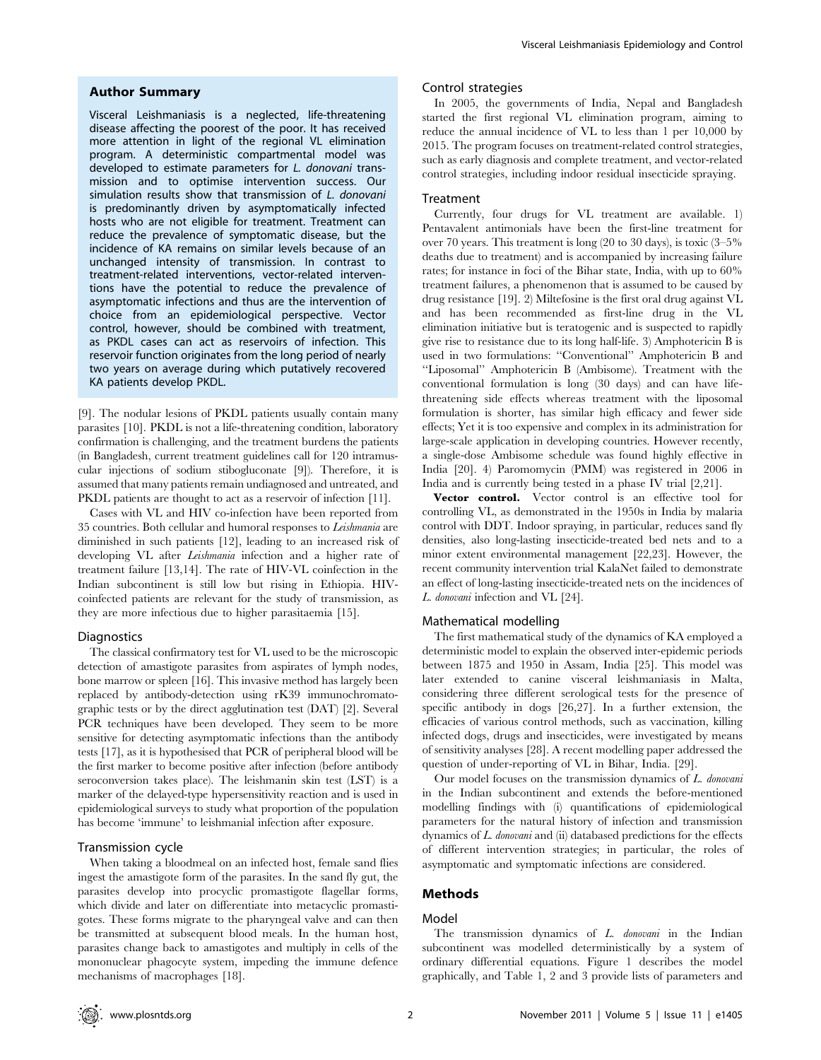## Author Summary

Visceral Leishmaniasis is a neglected, life-threatening disease affecting the poorest of the poor. It has received more attention in light of the regional VL elimination program. A deterministic compartmental model was developed to estimate parameters for *L. donovani* transmission and to optimise intervention success. Our simulation results show that transmission of *L. donovani* is predominantly driven by asymptomatically infected hosts who are not eligible for treatment. Treatment can reduce the prevalence of symptomatic disease, but the incidence of KA remains on similar levels because of an unchanged intensity of transmission. In contrast to treatment-related interventions, vector-related interventions have the potential to reduce the prevalence of asymptomatic infections and thus are the intervention of choice from an epidemiological perspective. Vector control, however, should be combined with treatment, as PKDL cases can act as reservoirs of infection. This reservoir function originates from the long period of nearly two years on average during which putatively recovered KA patients develop PKDL.

[9]. The nodular lesions of PKDL patients usually contain many parasites [10]. PKDL is not a life-threatening condition, laboratory confirmation is challenging, and the treatment burdens the patients (in Bangladesh, current treatment guidelines call for 120 intramuscular injections of sodium stibogluconate [9]). Therefore, it is assumed that many patients remain undiagnosed and untreated, and PKDL patients are thought to act as a reservoir of infection [11].

Cases with VL and HIV co-infection have been reported from 35 countries. Both cellular and humoral responses to *Leishmania* are diminished in such patients [12], leading to an increased risk of developing VL after *Leishmania* infection and a higher rate of treatment failure [13,14]. The rate of HIV-VL coinfection in the Indian subcontinent is still low but rising in Ethiopia. HIV-coinfected patients are relevant for the study of transmission, as they are more infectious due to higher parasitaemia [15].

### Diagnostics

The classical confirmatory test for VL used to be the microscopic detection of amastigote parasites from aspirates of lymph nodes, bone marrow or spleen [16]. This invasive method has largely been replaced by antibody-detection using rK39 immunochromatographic tests or by the direct agglutination test (DAT) [2]. Several PCR techniques have been developed. They seem to be more sensitive for detecting asymptomatic infections than the antibody tests [17], as it is hypothesised that PCR of peripheral blood will be the first marker to become positive after infection (before antibody seroconversion takes place). The leishmanin skin test (LST) is a marker of the delayed-type hypersensitivity reaction and is used in epidemiological surveys to study what proportion of the population has become 'immune' to leishmanial infection after exposure.

### Transmission cycle

When taking a bloodmeal on an infected host, female sand flies ingest the amastigote form of the parasites. In the sand fly gut, the parasites develop into procyclic promastigote flagellar forms, which divide and later on differentiate into metacyclic promastigotes. These forms migrate to the pharyngeal valve and can then be transmitted at subsequent blood meals. In the human host, parasites change back to amastigotes and multiply in cells of the mononuclear phagocyte system, impeding the immune defence mechanisms of macrophages [18].

### Control strategies

In 2005, the governments of India, Nepal and Bangladesh started the first regional VL elimination program, aiming to reduce the annual incidence of VL to less than 1 per 10,000 by 2015. The program focuses on treatment-related control strategies, such as early diagnosis and complete treatment, and vector-related control strategies, including indoor residual insecticide spraying.

### Treatment

Currently, four drugs for VL treatment are available. 1) Pentavalent antimonials have been the first-line treatment for over 70 years. This treatment is long (20 to 30 days), is toxic (3–5% deaths due to treatment) and is accompanied by increasing failure rates; for instance in foci of the Bihar state, India, with up to 60% treatment failures, a phenomenon that is assumed to be caused by drug resistance [19]. 2) Miltefosine is the first oral drug against VL and has been recommended as first-line drug in the VL elimination initiative but is teratogenic and is suspected to rapidly give rise to resistance due to its long half-life. 3) Amphotericin B is used in two formulations: "Conventional" Amphotericin B and "Liposomal" Amphotericin B (Ambisome). Treatment with the conventional formulation is long (30 days) and can have life-threatening side effects whereas treatment with the liposomal formulation is shorter, has similar high efficacy and fewer side effects; Yet it is too expensive and complex in its administration for large-scale application in developing countries. However recently, a single-dose Ambisome schedule was found highly effective in India [20]. 4) Paromomycin (PMM) was registered in 2006 in India and is currently being tested in a phase IV trial [2,21].

**Vector control.** Vector control is an effective tool for controlling VL, as demonstrated in the 1950s in India by malaria control with DDT. Indoor spraying, in particular, reduces sand fly densities, also long-lasting insecticide-treated bed nets and to a minor extent environmental management [22,23]. However, the recent community intervention trial KalaNet failed to demonstrate an effect of long-lasting insecticide-treated nets on the incidences of *L. donovani* infection and VL [24].

### Mathematical modelling

The first mathematical study of the dynamics of KA employed a deterministic model to explain the observed inter-epidemic periods between 1875 and 1950 in Assam, India [25]. This model was later extended to canine visceral leishmaniasis in Malta, considering three different serological tests for the presence of specific antibody in dogs [26,27]. In a further extension, the efficacies of various control methods, such as vaccination, killing infected dogs, drugs and insecticides, were investigated by means of sensitivity analyses [28]. A recent modelling paper addressed the question of under-reporting of VL in Bihar, India. [29].

Our model focuses on the transmission dynamics of *L. donovani* in the Indian subcontinent and extends the before-mentioned modelling findings with (i) quantifications of epidemiological parameters for the natural history of infection and transmission dynamics of *L. donovani* and (ii) databased predictions for the effects of different intervention strategies; in particular, the roles of asymptomatic and symptomatic infections are considered.

## Methods

### Model

The transmission dynamics of *L. donovani* in the Indian subcontinent was modelled deterministically by a system of ordinary differential equations. Figure 1 describes the model graphically, and Table 1, 2 and 3 provide lists of parameters and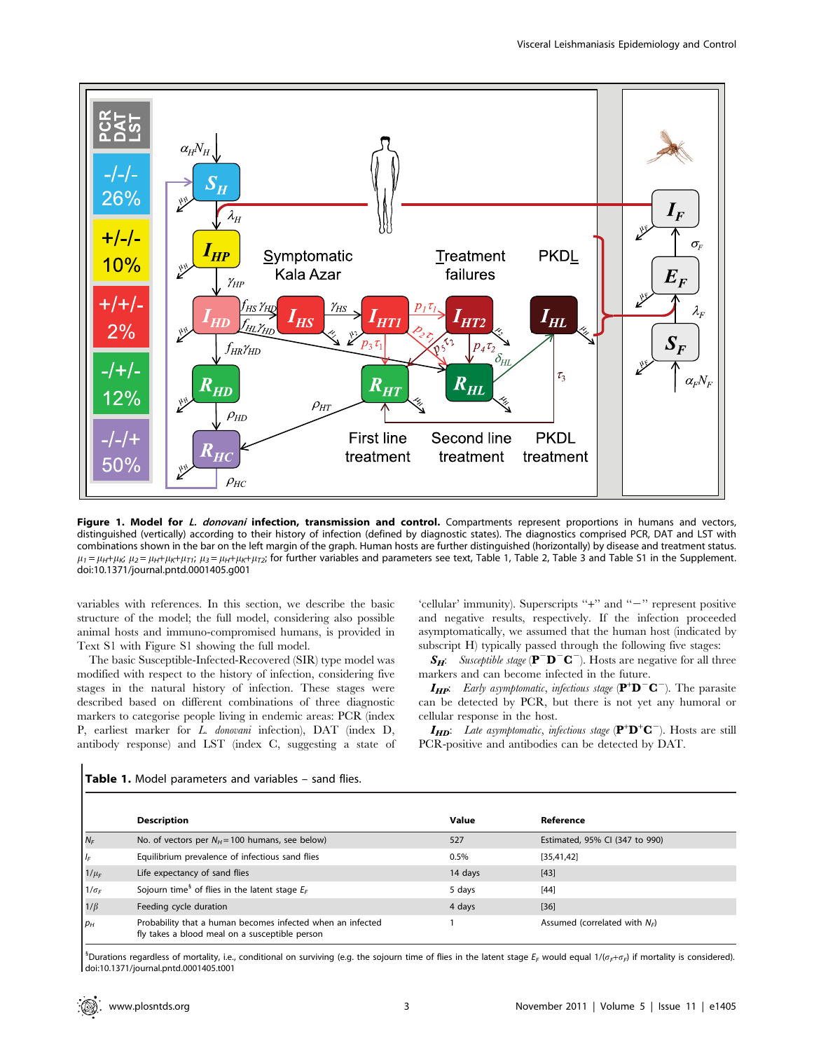**Figure 1. Model for *L. donovani* infection, transmission and control.** Compartments represent proportions in humans and vectors, distinguished (vertically) according to their history of infection (defined by diagnostic states). The diagnostics comprised PCR, DAT and LST with combinations shown in the bar on the left margin of the graph. Human hosts are further distinguished (horizontally) by disease and treatment status. $\mu_1 = \mu_H + \mu_K$; $\mu_2 = \mu_H + \mu_K + \mu_{T1}$; $\mu_3 = \mu_H + \mu_K + \mu_{T2}$; for further variables and parameters see text, Table 1, Table 2, Table 3 and Table S1 in the Supplement.
doi:10.1371/journal.pntd.0001405.g001

variables with references. In this section, we describe the basic structure of the model; the full model, considering also possible animal hosts and immuno-compromised humans, is provided in Text S1 with Figure S1 showing the full model.

The basic Susceptible-Infected-Recovered (SIR) type model was modified with respect to the history of infection, considering five stages in the natural history of infection. These stages were described based on different combinations of three diagnostic markers to categorise people living in endemic areas: PCR (index P, earliest marker for *L. donovani* infection), DAT (index D, antibody response) and LST (index C, suggesting a state of 'cellular' immunity). Superscripts "+" and "−" represent positive and negative results, respectively. If the infection proceeded asymptomatically, we assumed that the human host (indicated by subscript H) typically passed through the following five stages:

$S_H$: *Susceptible stage* ($\mathbf{P}^-\mathbf{D}^-\mathbf{C}^-$). Hosts are negative for all three markers and can become infected in the future.

$I_{HP}$: *Early asymptomatic, infectious stage* ($\mathbf{P}^+\mathbf{D}^-\mathbf{C}^-$). The parasite can be detected by PCR, but there is not yet any humoral or cellular response in the host.

$I_{HD}$: *Late asymptomatic, infectious stage* ($\mathbf{P}^+\mathbf{D}^+\mathbf{C}^-$). Hosts are still PCR-positive and antibodies can be detected by DAT.

**Table 1.** Model parameters and variables – sand flies.

| | Description | Value | Reference |
|---|---|---|---|
| $N_F$ | No. of vectors per $N_H = 100$ humans, see below) | 527 | Estimated, 95% CI (347 to 990) |
| $I_F$ | Equilibrium prevalence of infectious sand flies | 0.5% | [35,41,42] |
| $1/\mu_F$ | Life expectancy of sand flies | 14 days | [43] |
| $1/\sigma_F$ | Sojourn time[§] of flies in the latent stage $E_F$ | 5 days | [44] |
| $1/\beta$ | Feeding cycle duration | 4 days | [36] |
| $p_H$ | Probability that a human becomes infected when an infected fly takes a blood meal on a susceptible person | 1 | Assumed (correlated with $N_F$) |

[§]Durations regardless of mortality, i.e., conditional on surviving (e.g. the sojourn time of flies in the latent stage $E_F$ would equal $1/(\sigma_F + \sigma_F)$ if mortality is considered).
doi:10.1371/journal.pntd.0001405.t001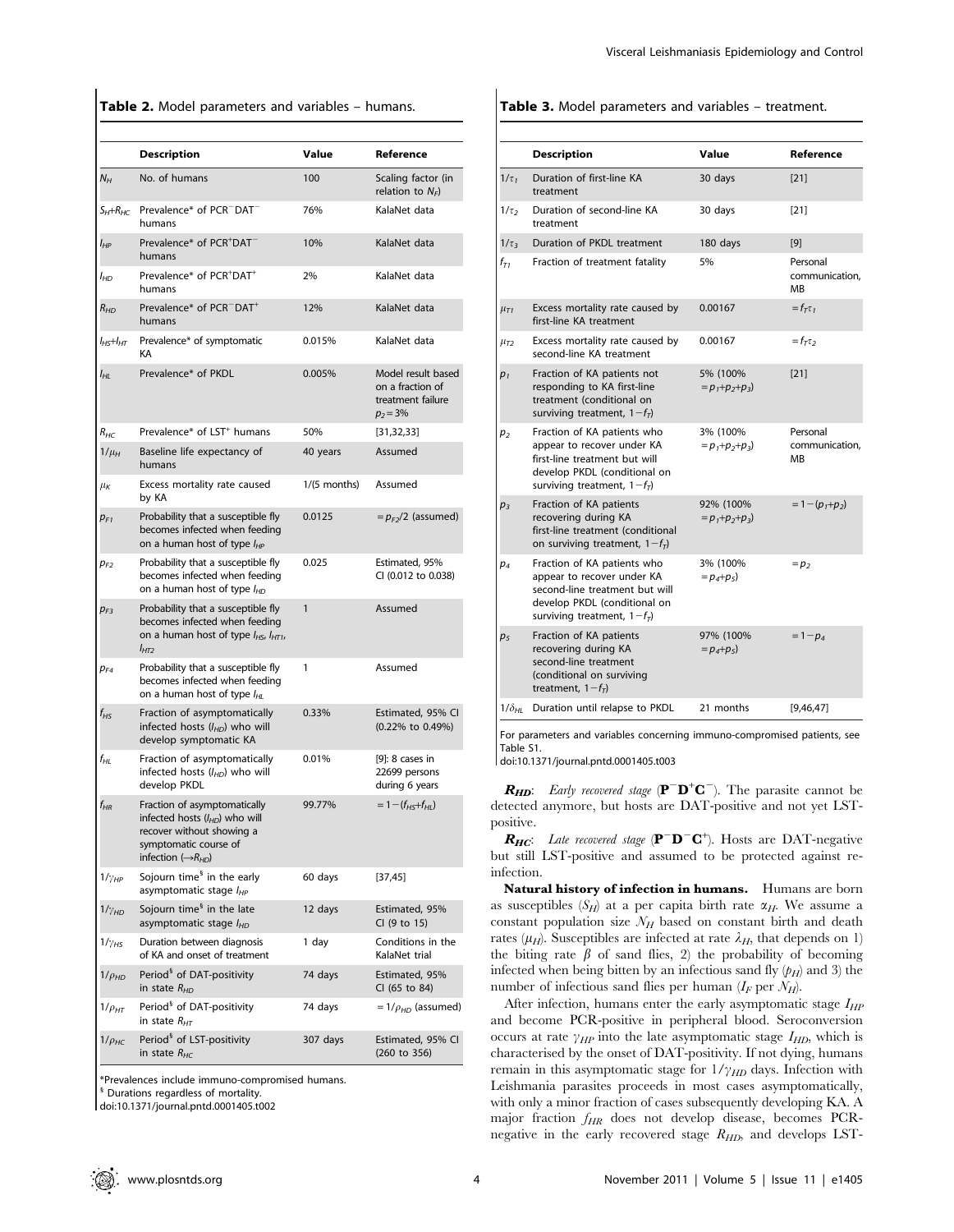**Table 2.** Model parameters and variables – humans.

| | Description | Value | Reference |
|---|---|---|---|
| $N_H$ | No. of humans | 100 | Scaling factor (in relation to $N_F$) |
| $S_H$+$R_{HC}$ | Prevalence* of PCR$^-$DAT$^-$ humans | 76% | KalaNet data |
| $I_{HP}$ | Prevalence* of PCR$^+$DAT$^-$ humans | 10% | KalaNet data |
| $I_{HD}$ | Prevalence* of PCR$^+$DAT$^+$ humans | 2% | KalaNet data |
| $R_{HD}$ | Prevalence* of PCR$^-$DAT$^+$ humans | 12% | KalaNet data |
| $I_{HS}$+$I_{HT}$ | Prevalence* of symptomatic KA | 0.015% | KalaNet data |
| $I_{HL}$ | Prevalence* of PKDL | 0.005% | Model result based on a fraction of treatment failure $p_2$ = 3% |
| $R_{HC}$ | Prevalence* of LST$^+$ humans | 50% | [31,32,33] |
| $1/\mu_H$ | Baseline life expectancy of humans | 40 years | Assumed |
| $\mu_K$ | Excess mortality rate caused by KA | 1/(5 months) | Assumed |
| $p_{F1}$ | Probability that a susceptible fly becomes infected when feeding on a human host of type $I_{HP}$ | 0.0125 | = $p_{F2}$/2 (assumed) |
| $p_{F2}$ | Probability that a susceptible fly becomes infected when feeding on a human host of type $I_{HD}$ | 0.025 | Estimated, 95% CI (0.012 to 0.038) |
| $p_{F3}$ | Probability that a susceptible fly becomes infected when feeding on a human host of type $I_{HS}$, $I_{HT1}$, $I_{HT2}$ | 1 | Assumed |
| $p_{F4}$ | Probability that a susceptible fly becomes infected when feeding on a human host of type $I_{HL}$ | 1 | Assumed |
| $f_{HS}$ | Fraction of asymptomatically infected hosts ($I_{HD}$) who will develop symptomatic KA | 0.33% | Estimated, 95% CI (0.22% to 0.49%) |
| $f_{HL}$ | Fraction of asymptomatically infected hosts ($I_{HD}$) who will develop PKDL | 0.01% | [9]: 8 cases in 22699 persons during 6 years |
| $f_{HR}$ | Fraction of asymptomatically infected hosts ($I_{HD}$) who will recover without showing a symptomatic course of infection ($\rightarrow R_{HD}$) | 99.77% | = 1−($f_{HS}$+$f_{HL}$) |
| $1/\gamma_{HP}$ | Sojourn time[§] in the early asymptomatic stage $I_{HP}$ | 60 days | [37,45] |
| $1/\gamma_{HD}$ | Sojourn time[§] in the late asymptomatic stage $I_{HD}$ | 12 days | Estimated, 95% CI (9 to 15) |
| $1/\gamma_{HS}$ | Duration between diagnosis of KA and onset of treatment | 1 day | Conditions in the KalaNet trial |
| $1/\rho_{HD}$ | Period[§] of DAT-positivity in state $R_{HD}$ | 74 days | Estimated, 95% CI (65 to 84) |
| $1/\rho_{HT}$ | Period[§] of DAT-positivity in state $R_{HT}$ | 74 days | = $1/\rho_{HD}$ (assumed) |
| $1/\rho_{HC}$ | Period[§] of LST-positivity in state $R_{HC}$ | 307 days | Estimated, 95% CI (260 to 356) |

*Prevalences include immuno-compromised humans.
[§] Durations regardless of mortality.
doi:10.1371/journal.pntd.0001405.t002

**Table 3.** Model parameters and variables – treatment.

| | Description | Value | Reference |
|---|---|---|---|
| $1/\tau_1$ | Duration of first-line KA treatment | 30 days | [21] |
| $1/\tau_2$ | Duration of second-line KA treatment | 30 days | [21] |
| $1/\tau_3$ | Duration of PKDL treatment | 180 days | [9] |
| $f_{T1}$ | Fraction of treatment fatality | 5% | Personal communication, MB |
| $\mu_{T1}$ | Excess mortality rate caused by first-line KA treatment | 0.00167 | = $f_T\tau_1$ |
| $\mu_{T2}$ | Excess mortality rate caused by second-line KA treatment | 0.00167 | = $f_T\tau_2$ |
| $p_1$ | Fraction of KA patients not responding to KA first-line treatment (conditional on surviving treatment, 1−$f_T$) | 5% (100% = $p_1$+$p_2$+$p_3$) | [21] |
| $p_2$ | Fraction of KA patients who appear to recover under KA first-line treatment but will develop PKDL (conditional on surviving treatment, 1−$f_T$) | 3% (100% = $p_1$+$p_2$+$p_3$) | Personal communication, MB |
| $p_3$ | Fraction of KA patients recovering during KA first-line treatment (conditional on surviving treatment, 1−$f_T$) | 92% (100% = $p_1$+$p_2$+$p_3$) | = 1−($p_1$+$p_2$) |
| $p_4$ | Fraction of KA patients who appear to recover under KA second-line treatment but will develop PKDL (conditional on surviving treatment, 1−$f_T$) | 3% (100% = $p_4$+$p_5$) | = $p_2$ |
| $p_5$ | Fraction of KA patients recovering during KA second-line treatment (conditional on surviving treatment, 1−$f_T$) | 97% (100% = $p_4$+$p_5$) | = 1−$p_4$ |
| $1/\delta_{HL}$ | Duration until relapse to PKDL | 21 months | [9,46,47] |

For parameters and variables concerning immuno-compromised patients, see Table S1.
doi:10.1371/journal.pntd.0001405.t003

***R*$_{HD}$**: *Early recovered stage* (**P**$^-$**D**$^+$**C**$^-$). The parasite cannot be detected anymore, but hosts are DAT-positive and not yet LST-positive.

***R*$_{HC}$**: *Late recovered stage* (**P**$^-$**D**$^-$**C**$^+$). Hosts are DAT-negative but still LST-positive and assumed to be protected against re-infection.

**Natural history of infection in humans.** Humans are born as susceptibles ($S_H$) at a per capita birth rate $\alpha_H$. We assume a constant population size $N_H$ based on constant birth and death rates ($\mu_H$). Susceptibles are infected at rate $\lambda_H$, that depends on 1) the biting rate $\beta$ of sand flies, 2) the probability of becoming infected when being bitten by an infectious sand fly ($p_H$) and 3) the number of infectious sand flies per human ($I_F$ per $N_H$).

After infection, humans enter the early asymptomatic stage $I_{HP}$ and become PCR-positive in peripheral blood. Seroconversion occurs at rate $\gamma_{HP}$ into the late asymptomatic stage $I_{HD}$, which is characterised by the onset of DAT-positivity. If not dying, humans remain in this asymptomatic stage for $1/\gamma_{HD}$ days. Infection with Leishmania parasites proceeds in most cases asymptomatically, with only a minor fraction of cases subsequently developing KA. A major fraction $f_{HR}$ does not develop disease, becomes PCR-negative in the early recovered stage $R_{HD}$, and develops LST-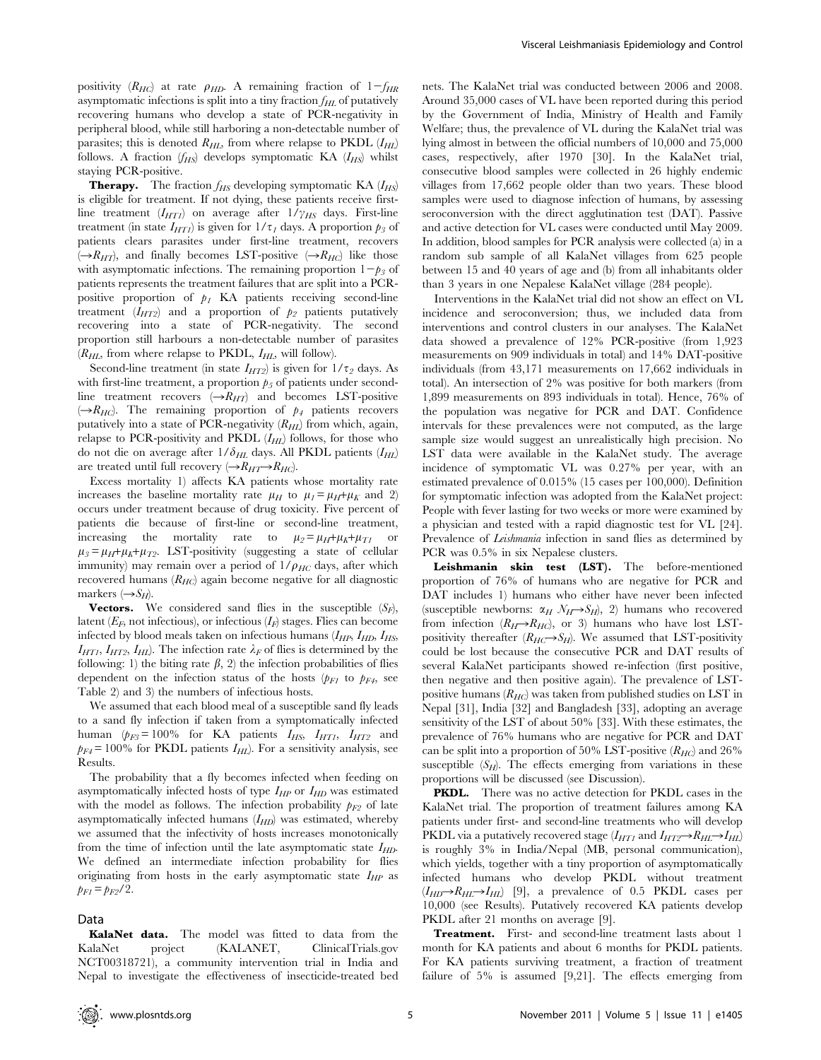positivity ($R_{HC}$) at rate $\rho_{HD}$. A remaining fraction of $1-f_{HR}$ asymptomatic infections is split into a tiny fraction $f_{HL}$ of putatively recovering humans who develop a state of PCR-negativity in peripheral blood, while still harboring a non-detectable number of parasites; this is denoted $R_{HL}$, from where relapse to PKDL ($I_{HL}$) follows. A fraction ($f_{HS}$) develops symptomatic KA ($I_{HS}$) whilst staying PCR-positive.

**Therapy.** The fraction $f_{HS}$ developing symptomatic KA ($I_{HS}$) is eligible for treatment. If not dying, these patients receive first-line treatment ($I_{HT1}$) on average after $1/\gamma_{HS}$ days. First-line treatment (in state $I_{HT1}$) is given for $1/\tau_1$ days. A proportion $p_3$ of patients clears parasites under first-line treatment, recovers ($\rightarrow R_{HT}$), and finally becomes LST-positive ($\rightarrow R_{HC}$) like those with asymptomatic infections. The remaining proportion $1-p_3$ of patients represents the treatment failures that are split into a PCR-positive proportion of $p_1$ KA patients receiving second-line treatment ($I_{HT2}$) and a proportion of $p_2$ patients putatively recovering into a state of PCR-negativity. The second proportion still harbours a non-detectable number of parasites ($R_{HL}$, from where relapse to PKDL, $I_{HL}$, will follow).

Second-line treatment (in state $I_{HT2}$) is given for $1/\tau_2$ days. As with first-line treatment, a proportion $p_5$ of patients under second-line treatment recovers ($\rightarrow R_{HT}$) and becomes LST-positive ($\rightarrow R_{HC}$). The remaining proportion of $p_4$ patients recovers putatively into a state of PCR-negativity ($R_{HL}$) from which, again, relapse to PCR-positivity and PKDL ($I_{HL}$) follows, for those who do not die on average after $1/\delta_{HL}$ days. All PKDL patients ($I_{HL}$) are treated until full recovery ($\rightarrow R_{HT} \rightarrow R_{HC}$).

Excess mortality 1) affects KA patients whose mortality rate increases the baseline mortality rate $\mu_H$ to $\mu_1 = \mu_H + \mu_K$ and 2) occurs under treatment because of drug toxicity. Five percent of patients die because of first-line or second-line treatment, increasing the mortality rate to $\mu_2 = \mu_H + \mu_K + \mu_{T1}$ or $\mu_3 = \mu_H + \mu_K + \mu_{T2}$. LST-positivity (suggesting a state of cellular immunity) may remain over a period of $1/\rho_{HC}$ days, after which recovered humans ($R_{HC}$) again become negative for all diagnostic markers ($\rightarrow S_H$).

**Vectors.** We considered sand flies in the susceptible ($S_F$), latent ($E_F$, not infectious), or infectious ($I_F$) stages. Flies can become infected by blood meals taken on infectious humans ($I_{HP}$, $I_{HD}$, $I_{HS}$, $I_{HT1}$, $I_{HT2}$, $I_{HL}$). The infection rate $\lambda_F$ of flies is determined by the following: 1) the biting rate $\beta$, 2) the infection probabilities of flies dependent on the infection status of the hosts ($p_{F1}$ to $p_{F4}$, see Table 2) and 3) the numbers of infectious hosts.

We assumed that each blood meal of a susceptible sand fly leads to a sand fly infection if taken from a symptomatically infected human ($p_{F3} = 100\%$ for KA patients $I_{HS}$, $I_{HT1}$, $I_{HT2}$ and $p_{F4} = 100\%$ for PKDL patients $I_{HL}$). For a sensitivity analysis, see Results.

The probability that a fly becomes infected when feeding on asymptomatically infected hosts of type $I_{HP}$ or $I_{HD}$ was estimated with the model as follows. The infection probability $p_{F2}$ of late asymptomatically infected humans ($I_{HD}$) was estimated, whereby we assumed that the infectivity of hosts increases monotonically from the time of infection until the late asymptomatic state $I_{HD}$. We defined an intermediate infection probability for flies originating from hosts in the early asymptomatic state $I_{HP}$ as $p_{F1} = p_{F2}/2$.

## Data

**KalaNet data.** The model was fitted to data from the KalaNet project (KALANET, ClinicalTrials.gov NCT00318721), a community intervention trial in India and Nepal to investigate the effectiveness of insecticide-treated bed nets. The KalaNet trial was conducted between 2006 and 2008. Around 35,000 cases of VL have been reported during this period by the Government of India, Ministry of Health and Family Welfare; thus, the prevalence of VL during the KalaNet trial was lying almost in between the official numbers of 10,000 and 75,000 cases, respectively, after 1970 [30]. In the KalaNet trial, consecutive blood samples were collected in 26 highly endemic villages from 17,662 people older than two years. These blood samples were used to diagnose infection of humans, by assessing seroconversion with the direct agglutination test (DAT). Passive and active detection for VL cases were conducted until May 2009. In addition, blood samples for PCR analysis were collected (a) in a random sub sample of all KalaNet villages from 625 people between 15 and 40 years of age and (b) from all inhabitants older than 3 years in one Nepalese KalaNet village (284 people).

Interventions in the KalaNet trial did not show an effect on VL incidence and seroconversion; thus, we included data from interventions and control clusters in our analyses. The KalaNet data showed a prevalence of 12% PCR-positive (from 1,923 measurements on 909 individuals in total) and 14% DAT-positive individuals (from 43,171 measurements on 17,662 individuals in total). An intersection of 2% was positive for both markers (from 1,899 measurements on 893 individuals in total). Hence, 76% of the population was negative for PCR and DAT. Confidence intervals for these prevalences were not computed, as the large sample size would suggest an unrealistically high precision. No LST data were available in the KalaNet study. The average incidence of symptomatic VL was 0.27% per year, with an estimated prevalence of 0.015% (15 cases per 100,000). Definition for symptomatic infection was adopted from the KalaNet project: People with fever lasting for two weeks or more were examined by a physician and tested with a rapid diagnostic test for VL [24]. Prevalence of *Leishmania* infection in sand flies as determined by PCR was 0.5% in six Nepalese clusters.

**Leishmanin skin test (LST).** The before-mentioned proportion of 76% of humans who are negative for PCR and DAT includes 1) humans who either have never been infected (susceptible newborns: $\alpha_H N_H \rightarrow S_H$), 2) humans who recovered from infection ($R_{HT} \rightarrow R_{HC}$), or 3) humans who have lost LST-positivity thereafter ($R_{HC} \rightarrow S_H$). We assumed that LST-positivity could be lost because the consecutive PCR and DAT results of several KalaNet participants showed re-infection (first positive, then negative and then positive again). The prevalence of LST-positive humans ($R_{HC}$) was taken from published studies on LST in Nepal [31], India [32] and Bangladesh [33], adopting an average sensitivity of the LST of about 50% [33]. With these estimates, the prevalence of 76% humans who are negative for PCR and DAT can be split into a proportion of 50% LST-positive ($R_{HC}$) and 26% susceptible ($S_H$). The effects emerging from variations in these proportions will be discussed (see Discussion).

**PKDL.** There was no active detection for PKDL cases in the KalaNet trial. The proportion of treatment failures among KA patients under first- and second-line treatments who will develop PKDL via a putatively recovered stage ($I_{HT1}$ and $I_{HT2} \rightarrow R_{HL} \rightarrow I_{HL}$) is roughly 3% in India/Nepal (MB, personal communication), which yields, together with a tiny proportion of asymptomatically infected humans who develop PKDL without treatment ($I_{HD} \rightarrow R_{HL} \rightarrow I_{HL}$) [9], a prevalence of 0.5 PKDL cases per 10,000 (see Results). Putatively recovered KA patients develop PKDL after 21 months on average [9].

**Treatment.** First- and second-line treatment lasts about 1 month for KA patients and about 6 months for PKDL patients. For KA patients surviving treatment, a fraction of treatment failure of 5% is assumed [9,21]. The effects emerging from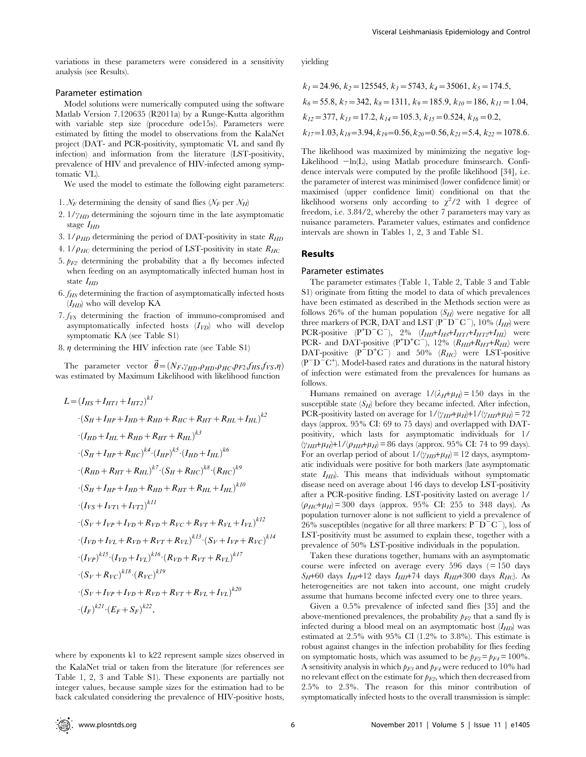variations in these parameters were considered in a sensitivity analysis (see Results).

### Parameter estimation

Model solutions were numerically computed using the software Matlab Version 7.120635 (R2011a) by a Runge-Kutta algorithm with variable step size (procedure ode15s). Parameters were estimated by fitting the model to observations from the KalaNet project (DAT- and PCR-positivity, symptomatic VL and sand fly infection) and information from the literature (LST-positivity, prevalence of HIV and prevalence of HIV-infected among symptomatic VL).

We used the model to estimate the following eight parameters:

1. $N_F$ determining the density of sand flies ($N_F$ per $N_H$)
2. $1/\gamma_{HD}$ determining the sojourn time in the late asymptomatic stage $I_{HD}$
3. $1/\rho_{HD}$ determining the period of DAT-positivity in state $R_{HD}$
4. $1/\rho_{HC}$ determining the period of LST-positivity in state $R_{HC}$
5. $p_{F2}$ determining the probability that a fly becomes infected when feeding on an asymptomatically infected human host in state $I_{HD}$
6. $f_{HS}$ determining the fraction of asymptomatically infected hosts ($I_{HD}$) who will develop KA
7. $f_{VS}$ determining the fraction of immuno-compromised and asymptomatically infected hosts ($I_{VD}$) who will develop symptomatic KA (see Table S1)
8. $\eta$ determining the HIV infection rate (see Table S1)

The parameter vector $\vec{\theta}=(N_F,\gamma_{HD},\rho_{HD},\rho_{HC},p_{F2},f_{HS},f_{VS},\eta)$ was estimated by Maximum Likelihood with likelihood function

$$
\begin{aligned}
L=&(I_{HS}+I_{HT1}+I_{HT2})^{k1}\\
&\cdot(S_H+I_{HP}+I_{HD}+R_{HD}+R_{HC}+R_{HT}+R_{HL}+I_{HL})^{k2}\\
&\cdot(I_{HD}+I_{HL}+R_{HD}+R_{HT}+R_{HL})^{k3}\\
&\cdot(S_H+I_{HP}+R_{HC})^{k4}\cdot(I_{HP})^{k5}\cdot(I_{HD}+I_{HL})^{k6}\\
&\cdot(R_{HD}+R_{HT}+R_{HL})^{k7}\cdot(S_H+R_{HC})^{k8}\cdot(R_{HC})^{k9}\\
&\cdot(S_H+I_{HP}+I_{HD}+R_{HD}+R_{HT}+R_{HL}+I_{HL})^{k10}\\
&\cdot(I_{VS}+I_{VT1}+I_{VT2})^{k11}\\
&\cdot(S_V+I_{VP}+I_{VD}+R_{VD}+R_{VC}+R_{VT}+R_{VL}+I_{VL})^{k12}\\
&\cdot(I_{VD}+I_{VL}+R_{VD}+R_{VT}+R_{VL})^{k13}\cdot(S_V+I_{VP}+R_{VC})^{k14}\\
&\cdot(I_{VP})^{k15}\cdot(I_{VD}+I_{VL})^{k16}\cdot(R_{VD}+R_{VT}+R_{VL})^{k17}\\
&\cdot(S_V+R_{VC})^{k18}\cdot(R_{VC})^{k19}\\
&\cdot(S_V+I_{VP}+I_{VD}+R_{VD}+R_{VT}+R_{VL}+I_{VL})^{k20}\\
&\cdot(I_F)^{k21}\cdot(E_F+S_F)^{k22},
\end{aligned}
$$

where by exponents k1 to k22 represent sample sizes observed in the KalaNet trial or taken from the literature (for references see Table 1, 2, 3 and Table S1). These exponents are partially not integer values, because sample sizes for the estimation had to be back calculated considering the prevalence of HIV-positive hosts, yielding

$k_1=24.96$, $k_2=125545$, $k_3=5743$, $k_4=35061$, $k_5=174.5$, $k_6=55.8$, $k_7=342$, $k_8=1311$, $k_9=185.9$, $k_{10}=186$, $k_{11}=1.04$, $k_{12}=377$, $k_{13}=17.2$, $k_{14}=105.3$, $k_{15}=0.524$, $k_{16}=0.2$, $k_{17}=1.03$, $k_{18}=3.94$, $k_{19}=0.56$, $k_{20}=0.56$, $k_{21}=5.4$, $k_{22}=1078.6$.

The likelihood was maximized by minimizing the negative log-Likelihood $-\ln(L)$, using Matlab procedure fminsearch. Confidence intervals were computed by the profile likelihood [34], i.e. the parameter of interest was minimised (lower confidence limit) or maximised (upper confidence limit) conditional on that the likelihood worsens only according to $\chi^2/2$ with 1 degree of freedom, i.e. 3.84/2, whereby the other 7 parameters may vary as nuisance parameters. Parameter values, estimates and confidence intervals are shown in Tables 1, 2, 3 and Table S1.

## Results

### Parameter estimates

The parameter estimates (Table 1, Table 2, Table 3 and Table S1) originate from fitting the model to data of which prevalences have been estimated as described in the Methods section were as follows 26% of the human population ($S_H$) were negative for all three markers of PCR, DAT and LST ($P^-D^-C^-$), 10% ($I_{HP}$) were PCR-positive ($P^+D^-C^-$), 2% ($I_{HD}+I_{HS}+I_{HT1}+I_{HT2}+I_{HL}$) were PCR- and DAT-positive ($P^+D^+C^-$), 12% ($R_{HD}+R_{HT}+R_{HL}$) were DAT-positive ($P^-D^+C^-$) and 50% ($R_{HC}$) were LST-positive ($P^-D^-C^+$). Model-based rates and durations in the natural history of infection were estimated from the prevalences for humans as follows.

Humans remained on average $1/(\lambda_H+\mu_H)=150$ days in the susceptible state ($S_H$) before they became infected. After infection, PCR-positivity lasted on average for $1/(\gamma_{HP}+\mu_H)+1/(\gamma_{HD}+\mu_H)=72$ days (approx. 95% CI: 69 to 75 days) and overlapped with DAT-positivity, which lasts for asymptomatic individuals for $1/(\gamma_{HD}+\mu_H)+1/(\rho_{HD}+\mu_H)=86$ days (approx. 95% CI: 74 to 99 days). For an overlap period of about $1/(\gamma_{HD}+\mu_H)=12$ days, asymptomatic individuals were positive for both markers (late asymptomatic state $I_{HD}$). This means that individuals without symptomatic disease need on average about 146 days to develop LST-positivity after a PCR-positive finding. LST-positivity lasted on average $1/(\rho_{HC}+\mu_H)=300$ days (approx. 95% CI: 255 to 348 days). As population turnover alone is not sufficient to yield a prevalence of 26% susceptibles (negative for all three markers: $P^-D^-C^-$), loss of LST-positivity must be assumed to explain these, together with a prevalence of 50% LST-positive individuals in the population.

Taken these durations together, humans with an asymptomatic course were infected on average every 596 days (= 150 days $S_H$+60 days $I_{HP}$+12 days $I_{HD}$+74 days $R_{HD}$+300 days $R_{HC}$). As heterogeneities are not taken into account, one might crudely assume that humans become infected every one to three years.

Given a 0.5% prevalence of infected sand flies [35] and the above-mentioned prevalences, the probability $p_{F2}$ that a sand fly is infected during a blood meal on an asymptomatic host ($I_{HD}$) was estimated at 2.5% with 95% CI (1.2% to 3.8%). This estimate is robust against changes in the infection probability for flies feeding on symptomatic hosts, which was assumed to be $p_{F3}=p_{F4}=100\%$. A sensitivity analysis in which $p_{F3}$ and $p_{F4}$ were reduced to 10% had no relevant effect on the estimate for $p_{F2}$, which then decreased from 2.5% to 2.3%. The reason for this minor contribution of symptomatically infected hosts to the overall transmission is simple: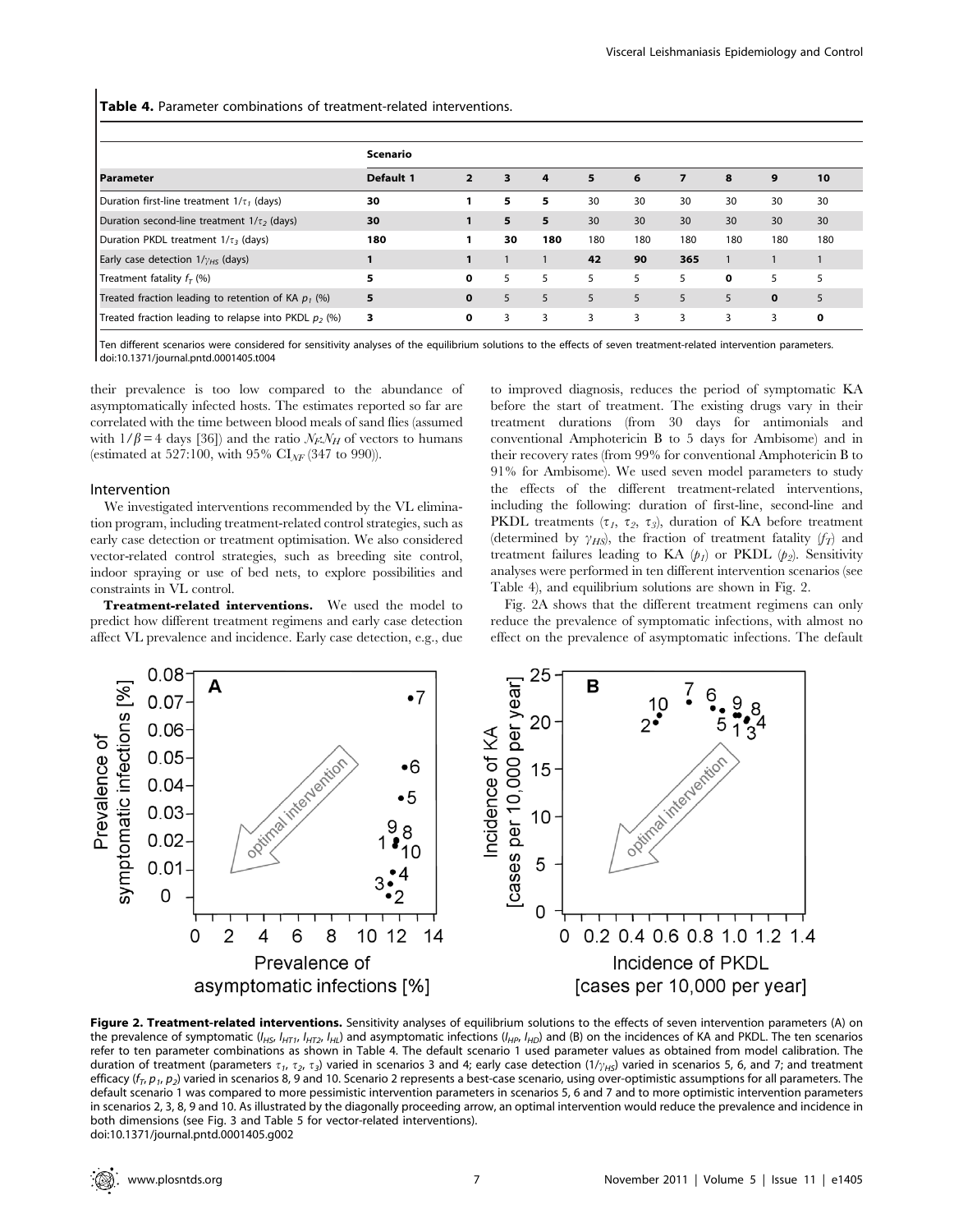**Table 4.** Parameter combinations of treatment-related interventions.

| Parameter | Scenario Default 1 | 2 | 3 | 4 | 5 | 6 | 7 | 8 | 9 | 10 |
|---|---|---|---|---|---|---|---|---|---|---|
| Duration first-line treatment $1/\tau_1$ (days) | **30** | 1 | **5** | **5** | 30 | 30 | 30 | 30 | 30 | 30 |
| Duration second-line treatment $1/\tau_2$ (days) | **30** | 1 | **5** | **5** | 30 | 30 | 30 | 30 | 30 | 30 |
| Duration PKDL treatment $1/\tau_3$ (days) | **180** | 1 | **30** | **180** | 180 | 180 | 180 | 180 | 180 | 180 |
| Early case detection $1/\gamma_{HS}$ (days) | **1** | 1 | 1 | 1 | **42** | **90** | **365** | 1 | 1 | 1 |
| Treatment fatality $f_T$ (%) | **5** | **0** | 5 | 5 | 5 | 5 | 5 | **0** | 5 | 5 |
| Treated fraction leading to retention of KA $p_1$ (%) | **5** | **0** | 5 | 5 | 5 | 5 | 5 | 5 | **0** | 5 |
| Treated fraction leading to relapse into PKDL $p_2$ (%) | **3** | **0** | 3 | 3 | 3 | 3 | 3 | 3 | 3 | **0** |

Ten different scenarios were considered for sensitivity analyses of the equilibrium solutions to the effects of seven treatment-related intervention parameters.
doi:10.1371/journal.pntd.0001405.t004

their prevalence is too low compared to the abundance of asymptomatically infected hosts. The estimates reported so far are correlated with the time between blood meals of sand flies (assumed with $1/\beta = 4$ days [36]) and the ratio $N_F$:$N_H$ of vectors to humans (estimated at 527:100, with 95% $CI_{NF}$ (347 to 990)).

### Intervention

We investigated interventions recommended by the VL elimination program, including treatment-related control strategies, such as early case detection or treatment optimisation. We also considered vector-related control strategies, such as breeding site control, indoor spraying or use of bed nets, to explore possibilities and constraints in VL control.

**Treatment-related interventions.** We used the model to predict how different treatment regimens and early case detection affect VL prevalence and incidence. Early case detection, e.g., due to improved diagnosis, reduces the period of symptomatic KA before the start of treatment. The existing drugs vary in their treatment durations (from 30 days for antimonials and conventional Amphotericin B to 5 days for Ambisome) and in their recovery rates (from 99% for conventional Amphotericin B to 91% for Ambisome). We used seven model parameters to study the effects of the different treatment-related interventions, including the following: duration of first-line, second-line and PKDL treatments ($\tau_1$, $\tau_2$, $\tau_3$), duration of KA before treatment (determined by $\gamma_{HS}$), the fraction of treatment fatality ($f_T$) and treatment failures leading to KA ($p_1$) or PKDL ($p_2$). Sensitivity analyses were performed in ten different intervention scenarios (see Table 4), and equilibrium solutions are shown in Fig. 2.

Fig. 2A shows that the different treatment regimens can only reduce the prevalence of symptomatic infections, with almost no effect on the prevalence of asymptomatic infections. The default

**Figure 2. Treatment-related interventions.** Sensitivity analyses of equilibrium solutions to the effects of seven intervention parameters (A) on the prevalence of symptomatic ($I_{HS}$, $I_{HT1}$, $I_{HT2}$, $I_{HL}$) and asymptomatic infections ($I_{HP}$, $I_{HD}$) and (B) on the incidences of KA and PKDL. The ten scenarios refer to ten parameter combinations as shown in Table 4. The default scenario 1 used parameter values as obtained from model calibration. The duration of treatment (parameters $\tau_1$, $\tau_2$, $\tau_3$) varied in scenarios 3 and 4; early case detection ($1/\gamma_{HS}$) varied in scenarios 5, 6, and 7; and treatment efficacy ($f_T$, $p_1$, $p_2$) varied in scenarios 8, 9 and 10. Scenario 2 represents a best-case scenario, using over-optimistic assumptions for all parameters. The default scenario 1 was compared to more pessimistic intervention parameters in scenarios 5, 6 and 7 and to more optimistic intervention parameters in scenarios 2, 3, 8, 9 and 10. As illustrated by the diagonally proceeding arrow, an optimal intervention would reduce the prevalence and incidence in both dimensions (see Fig. 3 and Table 5 for vector-related interventions).
doi:10.1371/journal.pntd.0001405.g002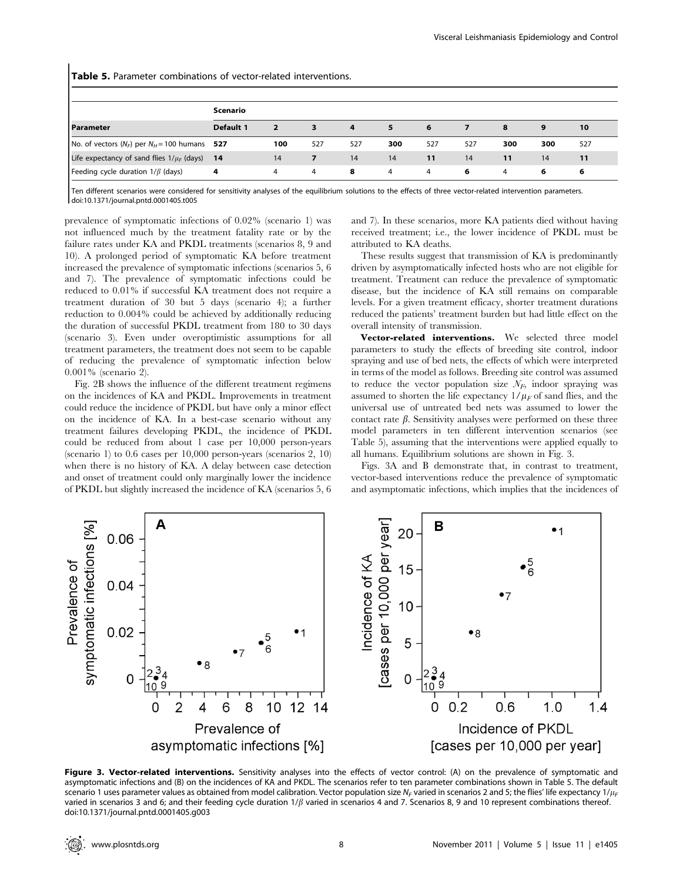**Table 5.** Parameter combinations of vector-related interventions.

| | Scenario | | | | | | | | | |
|---|---|---|---|---|---|---|---|---|---|---|
| **Parameter** | **Default 1** | **2** | **3** | **4** | **5** | **6** | **7** | **8** | **9** | **10** |
| No. of vectors ($N_F$) per $N_H$ = 100 humans | **527** | **100** | 527 | 527 | **300** | 527 | 527 | **300** | **300** | 527 |
| Life expectancy of sand flies $1/\mu_F$ (days) | **14** | 14 | **7** | 14 | 14 | **11** | 14 | **11** | 14 | **11** |
| Feeding cycle duration $1/\beta$ (days) | **4** | 4 | 4 | **8** | 4 | 4 | **6** | 4 | **6** | **6** |

Ten different scenarios were considered for sensitivity analyses of the equilibrium solutions to the effects of three vector-related intervention parameters.
doi:10.1371/journal.pntd.0001405.t005

prevalence of symptomatic infections of 0.02% (scenario 1) was not influenced much by the treatment fatality rate or by the failure rates under KA and PKDL treatments (scenarios 8, 9 and 10). A prolonged period of symptomatic KA before treatment increased the prevalence of symptomatic infections (scenarios 5, 6 and 7). The prevalence of symptomatic infections could be reduced to 0.01% if successful KA treatment does not require a treatment duration of 30 but 5 days (scenario 4); a further reduction to 0.004% could be achieved by additionally reducing the duration of successful PKDL treatment from 180 to 30 days (scenario 3). Even under overoptimistic assumptions for all treatment parameters, the treatment does not seem to be capable of reducing the prevalence of symptomatic infection below 0.001% (scenario 2).

Fig. 2B shows the influence of the different treatment regimens on the incidences of KA and PKDL. Improvements in treatment could reduce the incidence of PKDL but have only a minor effect on the incidence of KA. In a best-case scenario without any treatment failures developing PKDL, the incidence of PKDL could be reduced from about 1 case per 10,000 person-years (scenario 1) to 0.6 cases per 10,000 person-years (scenarios 2, 10) when there is no history of KA. A delay between case detection and onset of treatment could only marginally lower the incidence of PKDL but slightly increased the incidence of KA (scenarios 5, 6 and 7). In these scenarios, more KA patients died without having received treatment; i.e., the lower incidence of PKDL must be attributed to KA deaths.

These results suggest that transmission of KA is predominantly driven by asymptomatically infected hosts who are not eligible for treatment. Treatment can reduce the prevalence of symptomatic disease, but the incidence of KA still remains on comparable levels. For a given treatment efficacy, shorter treatment durations reduced the patients' treatment burden but had little effect on the overall intensity of transmission.

**Vector-related interventions.** We selected three model parameters to study the effects of breeding site control, indoor spraying and use of bed nets, the effects of which were interpreted in terms of the model as follows. Breeding site control was assumed to reduce the vector population size $N_F$, indoor spraying was assumed to shorten the life expectancy $1/\mu_F$ of sand flies, and the universal use of untreated bed nets was assumed to lower the contact rate $\beta$. Sensitivity analyses were performed on these three model parameters in ten different intervention scenarios (see Table 5), assuming that the interventions were applied equally to all humans. Equilibrium solutions are shown in Fig. 3.

Figs. 3A and B demonstrate that, in contrast to treatment, vector-based interventions reduce the prevalence of symptomatic and asymptomatic infections, which implies that the incidences of

**Figure 3. Vector-related interventions.** Sensitivity analyses into the effects of vector control: (A) on the prevalence of symptomatic and asymptomatic infections and (B) on the incidences of KA and PKDL. The scenarios refer to ten parameter combinations shown in Table 5. The default scenario 1 uses parameter values as obtained from model calibration. Vector population size $N_F$ varied in scenarios 2 and 5; the flies' life expectancy $1/\mu_F$ varied in scenarios 3 and 6; and their feeding cycle duration $1/\beta$ varied in scenarios 4 and 7. Scenarios 8, 9 and 10 represent combinations thereof.
doi:10.1371/journal.pntd.0001405.g003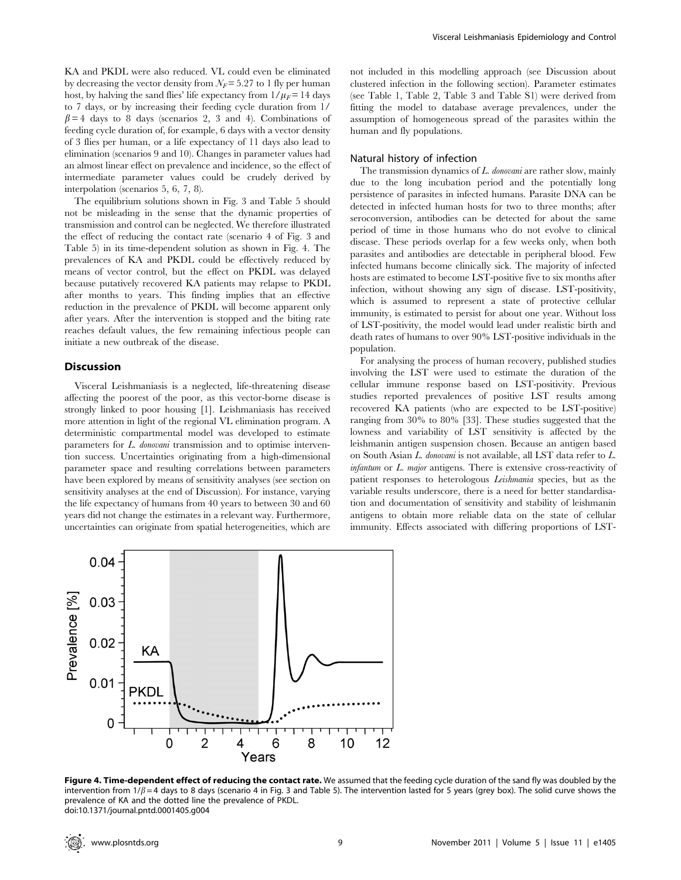KA and PKDL were also reduced. VL could even be eliminated by decreasing the vector density from $N_F = 5.27$ to 1 fly per human host, by halving the sand flies' life expectancy from $1/\mu_F = 14$ days to 7 days, or by increasing their feeding cycle duration from $1/\beta = 4$ days to 8 days (scenarios 2, 3 and 4). Combinations of feeding cycle duration of, for example, 6 days with a vector density of 3 flies per human, or a life expectancy of 11 days also lead to elimination (scenarios 9 and 10). Changes in parameter values had an almost linear effect on prevalence and incidence, so the effect of intermediate parameter values could be crudely derived by interpolation (scenarios 5, 6, 7, 8).

The equilibrium solutions shown in Fig. 3 and Table 5 should not be misleading in the sense that the dynamic properties of transmission and control can be neglected. We therefore illustrated the effect of reducing the contact rate (scenario 4 of Fig. 3 and Table 5) in its time-dependent solution as shown in Fig. 4. The prevalences of KA and PKDL could be effectively reduced by means of vector control, but the effect on PKDL was delayed because putatively recovered KA patients may relapse to PKDL after months to years. This finding implies that an effective reduction in the prevalence of PKDL will become apparent only after years. After the intervention is stopped and the biting rate reaches default values, the few remaining infectious people can initiate a new outbreak of the disease.

## Discussion

Visceral Leishmaniasis is a neglected, life-threatening disease affecting the poorest of the poor, as this vector-borne disease is strongly linked to poor housing [1]. Leishmaniasis has received more attention in light of the regional VL elimination program. A deterministic compartmental model was developed to estimate parameters for *L. donovani* transmission and to optimise intervention success. Uncertainties originating from a high-dimensional parameter space and resulting correlations between parameters have been explored by means of sensitivity analyses (see section on sensitivity analyses at the end of Discussion). For instance, varying the life expectancy of humans from 40 years to between 30 and 60 years did not change the estimates in a relevant way. Furthermore, uncertainties can originate from spatial heterogeneities, which are not included in this modelling approach (see Discussion about clustered infection in the following section). Parameter estimates (see Table 1, Table 2, Table 3 and Table S1) were derived from fitting the model to database average prevalences, under the assumption of homogeneous spread of the parasites within the human and fly populations.

### Natural history of infection

The transmission dynamics of *L. donovani* are rather slow, mainly due to the long incubation period and the potentially long persistence of parasites in infected humans. Parasite DNA can be detected in infected human hosts for two to three months; after seroconversion, antibodies can be detected for about the same period of time in those humans who do not evolve to clinical disease. These periods overlap for a few weeks only, when both parasites and antibodies are detectable in peripheral blood. Few infected humans become clinically sick. The majority of infected hosts are estimated to become LST-positive five to six months after infection, without showing any sign of disease. LST-positivity, which is assumed to represent a state of protective cellular immunity, is estimated to persist for about one year. Without loss of LST-positivity, the model would lead under realistic birth and death rates of humans to over 90% LST-positive individuals in the population.

For analysing the process of human recovery, published studies involving the LST were used to estimate the duration of the cellular immune response based on LST-positivity. Previous studies reported prevalences of positive LST results among recovered KA patients (who are expected to be LST-positive) ranging from 30% to 80% [33]. These studies suggested that the lowness and variability of LST sensitivity is affected by the leishmanin antigen suspension chosen. Because an antigen based on South Asian *L. donovani* is not available, all LST data refer to *L. infantum* or *L. major* antigens. There is extensive cross-reactivity of patient responses to heterologous *Leishmania* species, but as the variable results underscore, there is a need for better standardisation and documentation of sensitivity and stability of leishmanin antigens to obtain more reliable data on the state of cellular immunity. Effects associated with differing proportions of LST-

**Figure 4. Time-dependent effect of reducing the contact rate.** We assumed that the feeding cycle duration of the sand fly was doubled by the intervention from $1/\beta = 4$ days to 8 days (scenario 4 in Fig. 3 and Table 5). The intervention lasted for 5 years (grey box). The solid curve shows the prevalence of KA and the dotted line the prevalence of PKDL.
doi:10.1371/journal.pntd.0001405.g004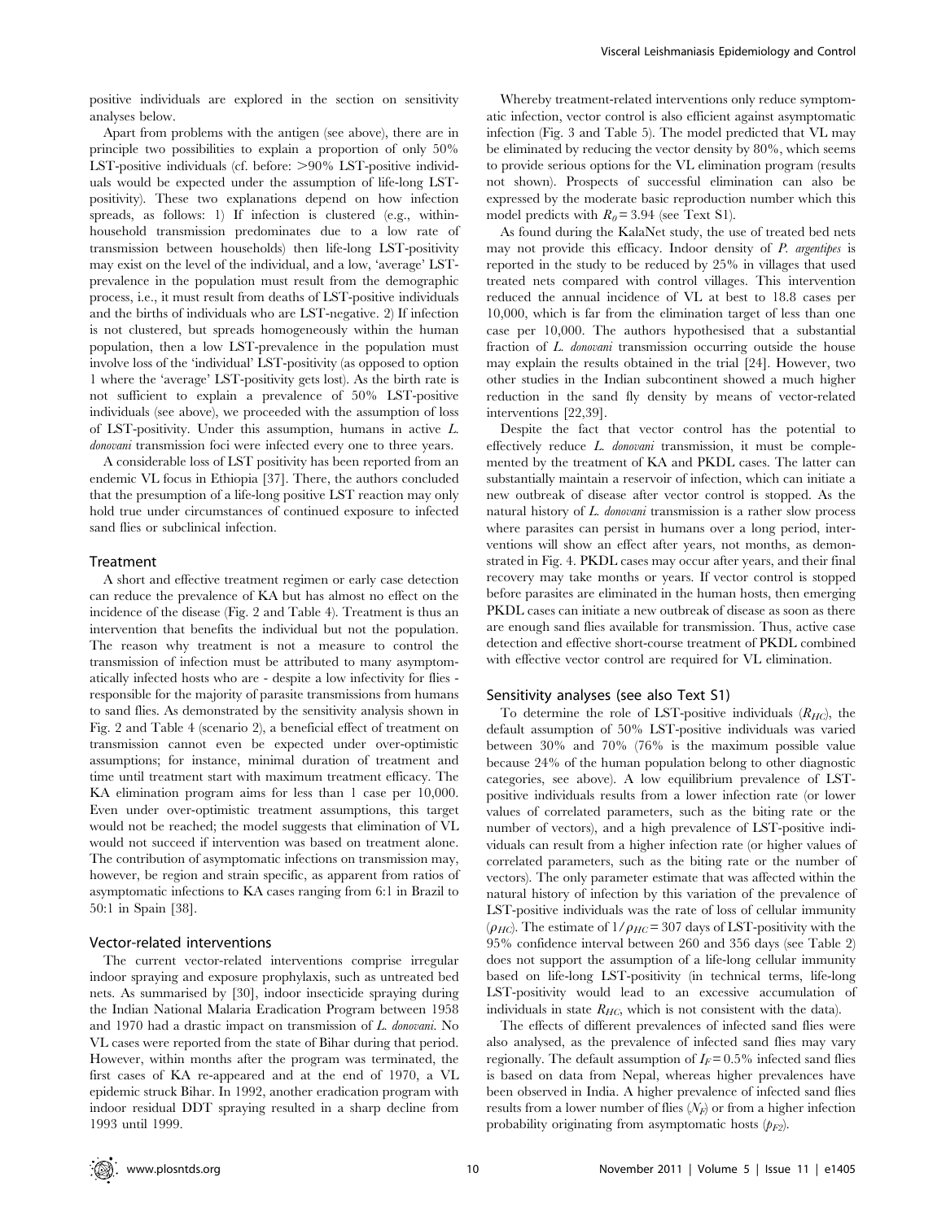positive individuals are explored in the section on sensitivity analyses below.

Apart from problems with the antigen (see above), there are in principle two possibilities to explain a proportion of only 50% LST-positive individuals (cf. before: >90% LST-positive individuals would be expected under the assumption of life-long LST-positivity). These two explanations depend on how infection spreads, as follows: 1) If infection is clustered (e.g., within-household transmission predominates due to a low rate of transmission between households) then life-long LST-positivity may exist on the level of the individual, and a low, 'average' LST-prevalence in the population must result from the demographic process, i.e., it must result from deaths of LST-positive individuals and the births of individuals who are LST-negative. 2) If infection is not clustered, but spreads homogeneously within the human population, then a low LST-prevalence in the population must involve loss of the 'individual' LST-positivity (as opposed to option 1 where the 'average' LST-positivity gets lost). As the birth rate is not sufficient to explain a prevalence of 50% LST-positive individuals (see above), we proceeded with the assumption of loss of LST-positivity. Under this assumption, humans in active *L. donovani* transmission foci were infected every one to three years.

A considerable loss of LST positivity has been reported from an endemic VL focus in Ethiopia [37]. There, the authors concluded that the presumption of a life-long positive LST reaction may only hold true under circumstances of continued exposure to infected sand flies or subclinical infection.

## Treatment

A short and effective treatment regimen or early case detection can reduce the prevalence of KA but has almost no effect on the incidence of the disease (Fig. 2 and Table 4). Treatment is thus an intervention that benefits the individual but not the population. The reason why treatment is not a measure to control the transmission of infection must be attributed to many asymptomatically infected hosts who are - despite a low infectivity for flies - responsible for the majority of parasite transmissions from humans to sand flies. As demonstrated by the sensitivity analysis shown in Fig. 2 and Table 4 (scenario 2), a beneficial effect of treatment on transmission cannot even be expected under over-optimistic assumptions; for instance, minimal duration of treatment and time until treatment start with maximum treatment efficacy. The KA elimination program aims for less than 1 case per 10,000. Even under over-optimistic treatment assumptions, this target would not be reached; the model suggests that elimination of VL would not succeed if intervention was based on treatment alone. The contribution of asymptomatic infections on transmission may, however, be region and strain specific, as apparent from ratios of asymptomatic infections to KA cases ranging from 6:1 in Brazil to 50:1 in Spain [38].

## Vector-related interventions

The current vector-related interventions comprise irregular indoor spraying and exposure prophylaxis, such as untreated bed nets. As summarised by [30], indoor insecticide spraying during the Indian National Malaria Eradication Program between 1958 and 1970 had a drastic impact on transmission of *L. donovani*. No VL cases were reported from the state of Bihar during that period. However, within months after the program was terminated, the first cases of KA re-appeared and at the end of 1970, a VL epidemic struck Bihar. In 1992, another eradication program with indoor residual DDT spraying resulted in a sharp decline from 1993 until 1999.

Whereby treatment-related interventions only reduce symptomatic infection, vector control is also efficient against asymptomatic infection (Fig. 3 and Table 5). The model predicted that VL may be eliminated by reducing the vector density by 80%, which seems to provide serious options for the VL elimination program (results not shown). Prospects of successful elimination can also be expressed by the moderate basic reproduction number which this model predicts with $R_0 = 3.94$ (see Text S1).

As found during the KalaNet study, the use of treated bed nets may not provide this efficacy. Indoor density of *P. argentipes* is reported in the study to be reduced by 25% in villages that used treated nets compared with control villages. This intervention reduced the annual incidence of VL at best to 18.8 cases per 10,000, which is far from the elimination target of less than one case per 10,000. The authors hypothesised that a substantial fraction of *L. donovani* transmission occurring outside the house may explain the results obtained in the trial [24]. However, two other studies in the Indian subcontinent showed a much higher reduction in the sand fly density by means of vector-related interventions [22,39].

Despite the fact that vector control has the potential to effectively reduce *L. donovani* transmission, it must be complemented by the treatment of KA and PKDL cases. The latter can substantially maintain a reservoir of infection, which can initiate a new outbreak of disease after vector control is stopped. As the natural history of *L. donovani* transmission is a rather slow process where parasites can persist in humans over a long period, interventions will show an effect after years, not months, as demonstrated in Fig. 4. PKDL cases may occur after years, and their final recovery may take months or years. If vector control is stopped before parasites are eliminated in the human hosts, then emerging PKDL cases can initiate a new outbreak of disease as soon as there are enough sand flies available for transmission. Thus, active case detection and effective short-course treatment of PKDL combined with effective vector control are required for VL elimination.

## Sensitivity analyses (see also Text S1)

To determine the role of LST-positive individuals ($R_{HC}$), the default assumption of 50% LST-positive individuals was varied between 30% and 70% (76% is the maximum possible value because 24% of the human population belong to other diagnostic categories, see above). A low equilibrium prevalence of LST-positive individuals results from a lower infection rate (or lower values of correlated parameters, such as the biting rate or the number of vectors), and a high prevalence of LST-positive individuals can result from a higher infection rate (or higher values of correlated parameters, such as the biting rate or the number of vectors). The only parameter estimate that was affected within the natural history of infection by this variation of the prevalence of LST-positive individuals was the rate of loss of cellular immunity ($\rho_{HC}$). The estimate of $1/\rho_{HC} = 307$ days of LST-positivity with the 95% confidence interval between 260 and 356 days (see Table 2) does not support the assumption of a life-long cellular immunity based on life-long LST-positivity (in technical terms, life-long LST-positivity would lead to an excessive accumulation of individuals in state $R_{HC}$, which is not consistent with the data).

The effects of different prevalences of infected sand flies were also analysed, as the prevalence of infected sand flies may vary regionally. The default assumption of $I_F = 0.5\%$ infected sand flies is based on data from Nepal, whereas higher prevalences have been observed in India. A higher prevalence of infected sand flies results from a lower number of flies ($N_F$) or from a higher infection probability originating from asymptomatic hosts ($p_{F2}$).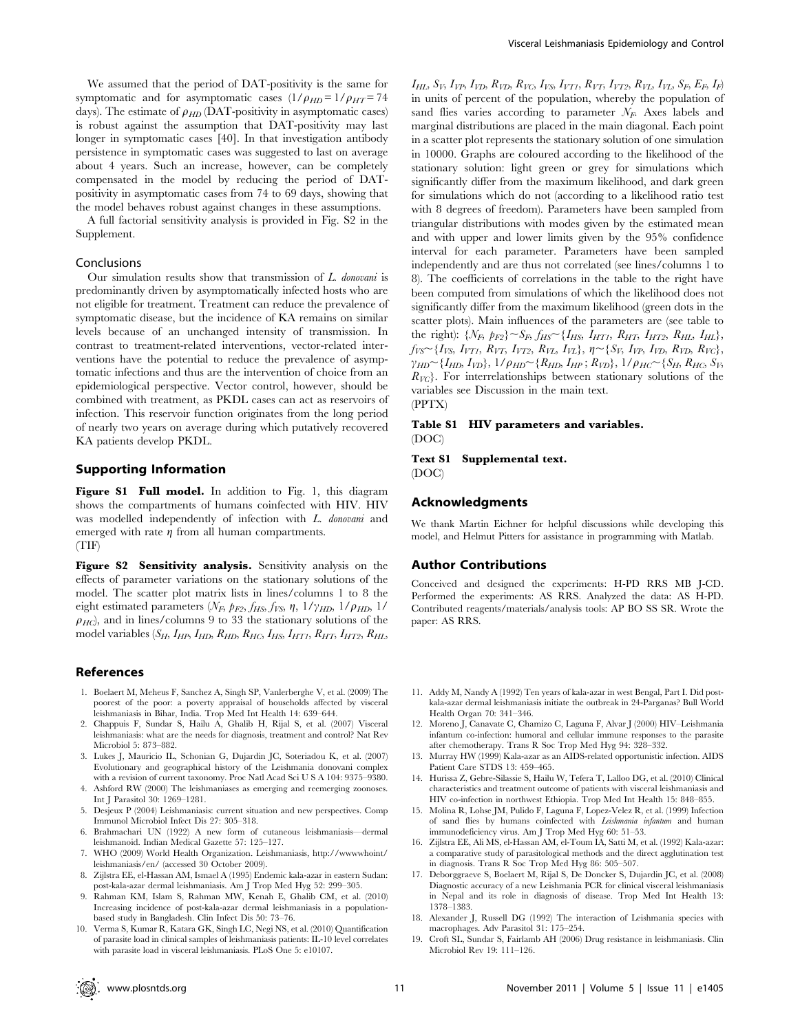We assumed that the period of DAT-positivity is the same for symptomatic and for asymptomatic cases ($1/\rho_{HD} = 1/\rho_{HT} = 74$ days). The estimate of $\rho_{HD}$ (DAT-positivity in asymptomatic cases) is robust against the assumption that DAT-positivity may last longer in symptomatic cases [40]. In that investigation antibody persistence in symptomatic cases was suggested to last on average about 4 years. Such an increase, however, can be completely compensated in the model by reducing the period of DAT-positivity in asymptomatic cases from 74 to 69 days, showing that the model behaves robust against changes in these assumptions.

A full factorial sensitivity analysis is provided in Fig. S2 in the Supplement.

### Conclusions

Our simulation results show that transmission of *L. donovani* is predominantly driven by asymptomatically infected hosts who are not eligible for treatment. Treatment can reduce the prevalence of symptomatic disease, but the incidence of KA remains on similar levels because of an unchanged intensity of transmission. In contrast to treatment-related interventions, vector-related interventions have the potential to reduce the prevalence of asymptomatic infections and thus are the intervention of choice from an epidemiological perspective. Vector control, however, should be combined with treatment, as PKDL cases can act as reservoirs of infection. This reservoir function originates from the long period of nearly two years on average during which putatively recovered KA patients develop PKDL.

## Supporting Information

**Figure S1 Full model.** In addition to Fig. 1, this diagram shows the compartments of humans coinfected with HIV. HIV was modelled independently of infection with *L. donovani* and emerged with rate $\eta$ from all human compartments.
(TIF)

**Figure S2 Sensitivity analysis.** Sensitivity analysis on the effects of parameter variations on the stationary solutions of the model. The scatter plot matrix lists in lines/columns 1 to 8 the eight estimated parameters ($N_F$, $p_{F2}$, $f_{HS}$, $f_{VS}$, $\eta$, $1/\gamma_{HD}$, $1/\rho_{HD}$, $1/\rho_{HC}$), and in lines/columns 9 to 33 the stationary solutions of the model variables ($S_H$, $I_{HP}$, $I_{HD}$, $R_{HD}$, $R_{HC}$, $I_{HS}$, $I_{HT1}$, $R_{HT}$, $I_{HT2}$, $R_{HL}$, $I_{HL}$, $S_V$, $I_{VP}$, $I_{VD}$, $R_{VD}$, $R_{VC}$, $I_{VS}$, $I_{VT1}$, $R_{VT}$, $I_{VT2}$, $R_{VL}$, $I_{VL}$, $S_F$, $E_F$, $I_F$) in units of percent of the population, whereby the population of sand flies varies according to parameter $N_F$. Axes labels and marginal distributions are placed in the main diagonal. Each point in a scatter plot represents the stationary solution of one simulation in 10000. Graphs are coloured according to the likelihood of the stationary solution: light green or grey for simulations which significantly differ from the maximum likelihood, and dark green for simulations which do not (according to a likelihood ratio test with 8 degrees of freedom). Parameters have been sampled from triangular distributions with modes given by the estimated mean and with upper and lower limits given by the 95% confidence interval for each parameter. Parameters have been sampled independently and are thus not correlated (see lines/columns 1 to 8). The coefficients of correlations in the table to the right have been computed from simulations of which the likelihood does not significantly differ from the maximum likelihood (green dots in the scatter plots). Main influences of the parameters are (see table to the right): $\{N_F, p_{F2}\} \sim S_F$, $f_{HS} \sim \{I_{HS}, I_{HT1}, R_{HT}, I_{HT2}, R_{HL}, I_{HL}\}$, $f_{VS} \sim \{I_{VS}, I_{VT1}, R_{VT}, I_{VT2}, R_{VL}, I_{VL}\}$, $\eta \sim \{S_V, I_{VP}, I_{VD}, R_{VD}, R_{VC}\}$, $\gamma_{HD} \sim \{I_{HD}, I_{VD}\}$, $1/\rho_{HD} \sim \{R_{HD}, I_{HP}; R_{VD}\}$, $1/\rho_{HC} \sim \{S_H, R_{HC}, S_V, R_{VC}\}$. For interrelationships between stationary solutions of the variables see Discussion in the main text.
(PPTX)

**Table S1 HIV parameters and variables.**
(DOC)

**Text S1 Supplemental text.**
(DOC)

## Acknowledgments

We thank Martin Eichner for helpful discussions while developing this model, and Helmut Pitters for assistance in programming with Matlab.

## Author Contributions

Conceived and designed the experiments: H-PD RRS MB J-CD. Performed the experiments: AS RRS. Analyzed the data: AS H-PD. Contributed reagents/materials/analysis tools: AP BO SS SR. Wrote the paper: AS RRS.

## References

1. Boelaert M, Meheus F, Sanchez A, Singh SP, Vanlerberghe V, et al. (2009) The poorest of the poor: a poverty appraisal of households affected by visceral leishmaniasis in Bihar, India. Trop Med Int Health 14: 639–644.
2. Chappuis F, Sundar S, Hailu A, Ghalib H, Rijal S, et al. (2007) Visceral leishmaniasis: what are the needs for diagnosis, treatment and control? Nat Rev Microbiol 5: 873–882.
3. Lukes J, Mauricio IL, Schonian G, Dujardin JC, Soteriadou K, et al. (2007) Evolutionary and geographical history of the Leishmania donovani complex with a revision of current taxonomy. Proc Natl Acad Sci U S A 104: 9375–9380.
4. Ashford RW (2000) The leishmaniases as emerging and reemerging zoonoses. Int J Parasitol 30: 1269–1281.
5. Desjeux P (2004) Leishmaniasis: current situation and new perspectives. Comp Immunol Microbiol Infect Dis 27: 305–318.
6. Brahmachari UN (1922) A new form of cutaneous leishmaniasis—dermal leishmanoid. Indian Medical Gazette 57: 125–127.
7. WHO (2009) World Health Organization. Leishmaniasis, http://wwwwhoint/leishmaniasis/en/ (accessed 30 October 2009).
8. Zijlstra EE, el-Hassan AM, Ismael A (1995) Endemic kala-azar in eastern Sudan: post-kala-azar dermal leishmaniasis. Am J Trop Med Hyg 52: 299–305.
9. Rahman KM, Islam S, Rahman MW, Kenah E, Ghalib CM, et al. (2010) Increasing incidence of post-kala-azar dermal leishmaniasis in a population-based study in Bangladesh. Clin Infect Dis 50: 73–76.
10. Verma S, Kumar R, Katara GK, Singh LC, Negi NS, et al. (2010) Quantification of parasite load in clinical samples of leishmaniasis patients: IL-10 level correlates with parasite load in visceral leishmaniasis. PLoS One 5: e10107.
11. Addy M, Nandy A (1992) Ten years of kala-azar in west Bengal, Part I. Did post-kala-azar dermal leishmaniasis initiate the outbreak in 24-Parganas? Bull World Health Organ 70: 341–346.
12. Moreno J, Canavate C, Chamizo C, Laguna F, Alvar J (2000) HIV–Leishmania infantum co-infection: humoral and cellular immune responses to the parasite after chemotherapy. Trans R Soc Trop Med Hyg 94: 328–332.
13. Murray HW (1999) Kala-azar as an AIDS-related opportunistic infection. AIDS Patient Care STDS 13: 459–465.
14. Hurissa Z, Gebre-Silassie S, Hailu W, Tefera T, Lalloo DG, et al. (2010) Clinical characteristics and treatment outcome of patients with visceral leishmaniasis and HIV co-infection in northwest Ethiopia. Trop Med Int Health 15: 848–855.
15. Molina R, Lohse JM, Pulido F, Laguna F, Lopez-Velez R, et al. (1999) Infection of sand flies by humans coinfected with *Leishmania infantum* and human immunodeficiency virus. Am J Trop Med Hyg 60: 51–53.
16. Zijlstra EE, Ali MS, el-Hassan AM, el-Toum IA, Satti M, et al. (1992) Kala-azar: a comparative study of parasitological methods and the direct agglutination test in diagnosis. Trans R Soc Trop Med Hyg 86: 505–507.
17. Deborggraeve S, Boelaert M, Rijal S, De Doncker S, Dujardin JC, et al. (2008) Diagnostic accuracy of a new Leishmania PCR for clinical visceral leishmaniasis in Nepal and its role in diagnosis of disease. Trop Med Int Health 13: 1378–1383.
18. Alexander J, Russell DG (1992) The interaction of Leishmania species with macrophages. Adv Parasitol 31: 175–254.
19. Croft SL, Sundar S, Fairlamb AH (2006) Drug resistance in leishmaniasis. Clin Microbiol Rev 19: 111–126.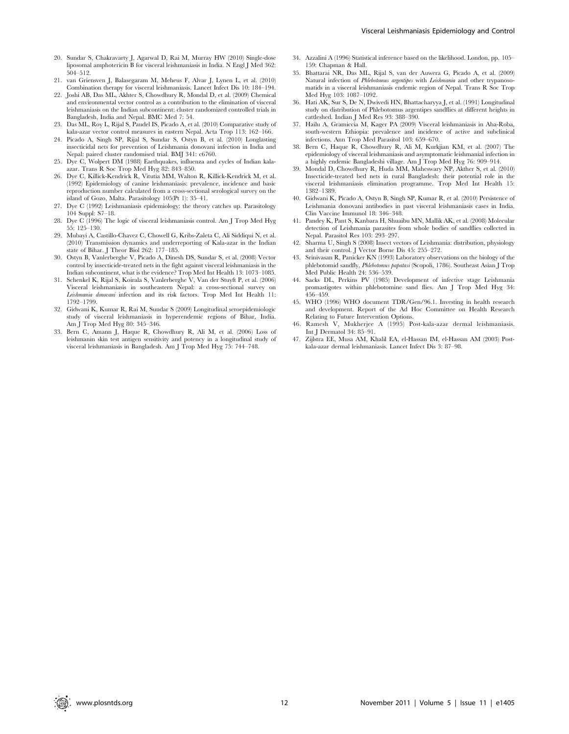20. Sundar S, Chakravarty J, Agarwal D, Rai M, Murray HW (2010) Single-dose liposomal amphotericin B for visceral leishmaniasis in India. N Engl J Med 362: 504–512.
21. van Griensven J, Balasegaram M, Meheus F, Alvar J, Lynen L, et al. (2010) Combination therapy for visceral leishmaniasis. Lancet Infect Dis 10: 184–194.
22. Joshi AB, Das ML, Akhter S, Chowdhury R, Mondal D, et al. (2009) Chemical and environmental vector control as a contribution to the elimination of visceral leishmaniasis on the Indian subcontinent: cluster randomized controlled trials in Bangladesh, India and Nepal. BMC Med 7: 54.
23. Das ML, Roy L, Rijal S, Paudel IS, Picado A, et al. (2010) Comparative study of kala-azar vector control measures in eastern Nepal. Acta Trop 113: 162–166.
24. Picado A, Singh SP, Rijal S, Sundar S, Ostyn B, et al. (2010) Longlasting insecticidal nets for prevention of Leishmania donovani infection in India and Nepal: paired cluster randomised trial. BMJ 341: c6760.
25. Dye C, Wolpert DM (1988) Earthquakes, influenza and cycles of Indian kala-azar. Trans R Soc Trop Med Hyg 82: 843–850.
26. Dye C, Killick-Kendrick R, Vitutia MM, Walton R, Killick-Kendrick M, et al. (1992) Epidemiology of canine leishmaniasis: prevalence, incidence and basic reproduction number calculated from a cross-sectional serological survey on the island of Gozo, Malta. Parasitology 105(Pt 1): 35–41.
27. Dye C (1992) Leishmaniasis epidemiology: the theory catches up. Parasitology 104 Suppl: S7–18.
28. Dye C (1996) The logic of visceral leishmaniasis control. Am J Trop Med Hyg 55: 125–130.
29. Mubayi A, Castillo-Chavez C, Chowell G, Kribs-Zaleta C, Ali Siddiqui N, et al. (2010) Transmission dynamics and underreporting of Kala-azar in the Indian state of Bihar. J Theor Biol 262: 177–185.
30. Ostyn B, Vanlerberghe V, Picado A, Dinesh DS, Sundar S, et al. (2008) Vector control by insecticide-treated nets in the fight against visceral leishmaniasis in the Indian subcontinent, what is the evidence? Trop Med Int Health 13: 1073–1085.
31. Schenkel K, Rijal S, Koirala S, Vanlerberghe V, Van der Stuyft P, et al. (2006) Visceral leishmaniasis in southeastern Nepal: a cross-sectional survey on *Leishmania donovani* infection and its risk factors. Trop Med Int Health 11: 1792–1799.
32. Gidwani K, Kumar R, Rai M, Sundar S (2009) Longitudinal seroepidemiologic study of visceral leishmaniasis in hyperendemic regions of Bihar, India. Am J Trop Med Hyg 80: 345–346.
33. Bern C, Amann J, Haque R, Chowdhury R, Ali M, et al. (2006) Loss of leishmanin skin test antigen sensitivity and potency in a longitudinal study of visceral leishmaniasis in Bangladesh. Am J Trop Med Hyg 75: 744–748.
34. Azzalini A (1996) Statistical inference based on the likelihood. London, pp. 105–159: Chapman & Hall.
35. Bhattarai NR, Das ML, Rijal S, van der Auwera G, Picado A, et al. (2009) Natural infection of *Phlebotomus argentipes* with *Leishmania* and other trypanosomatids in a visceral leishmaniasis endemic region of Nepal. Trans R Soc Trop Med Hyg 103: 1087–1092.
36. Hati AK, Sur S, De N, Dwivedi HN, Bhattacharyya J, et al. (1991) Longitudinal study on distribution of Phlebotomus argentipes sandflies at different heights in cattleshed. Indian J Med Res 93: 388–390.
37. Hailu A, Gramiccia M, Kager PA (2009) Visceral leishmaniasis in Aba-Roba, south-western Ethiopia: prevalence and incidence of active and subclinical infections. Ann Trop Med Parasitol 103: 659–670.
38. Bern C, Haque R, Chowdhury R, Ali M, Kurkjian KM, et al. (2007) The epidemiology of visceral leishmaniasis and asymptomatic leishmanial infection in a highly endemic Bangladeshi village. Am J Trop Med Hyg 76: 909–914.
39. Mondal D, Chowdhury R, Huda MM, Maheswary NP, Akther S, et al. (2010) Insecticide-treated bed nets in rural Bangladesh: their potential role in the visceral leishmaniasis elimination programme. Trop Med Int Health 15: 1382–1389.
40. Gidwani K, Picado A, Ostyn B, Singh SP, Kumar R, et al. (2010) Persistence of Leishmania donovani antibodies in past visceral leishmaniasis cases in India. Clin Vaccine Immunol 18: 346–348.
41. Pandey K, Pant S, Kanbara H, Shuaibu MN, Mallik AK, et al. (2008) Molecular detection of Leishmania parasites from whole bodies of sandflies collected in Nepal. Parasitol Res 103: 293–297.
42. Sharma U, Singh S (2008) Insect vectors of Leishmania: distribution, physiology and their control. J Vector Borne Dis 45: 255–272.
43. Srinivasan R, Panicker KN (1993) Laboratory observations on the biology of the phlebotomid sandfly, *Phlebotomus papatasi* (Scopoli, 1786). Southeast Asian J Trop Med Public Health 24: 536–539.
44. Sacks DL, Perkins PV (1985) Development of infective stage Leishmania promastigotes within phlebotomine sand flies. Am J Trop Med Hyg 34: 456–459.
45. WHO (1996) WHO document TDR/Gen/96.1. Investing in health research and development. Report of the Ad Hoc Committee on Health Research Relating to Future Intervention Options.
46. Ramesh V, Mukherjee A (1995) Post-kala-azar dermal leishmaniasis. Int J Dermatol 34: 85–91.
47. Zijlstra EE, Musa AM, Khalil EA, el-Hassan IM, el-Hassan AM (2003) Post-kala-azar dermal leishmaniasis. Lancet Infect Dis 3: 87–98.